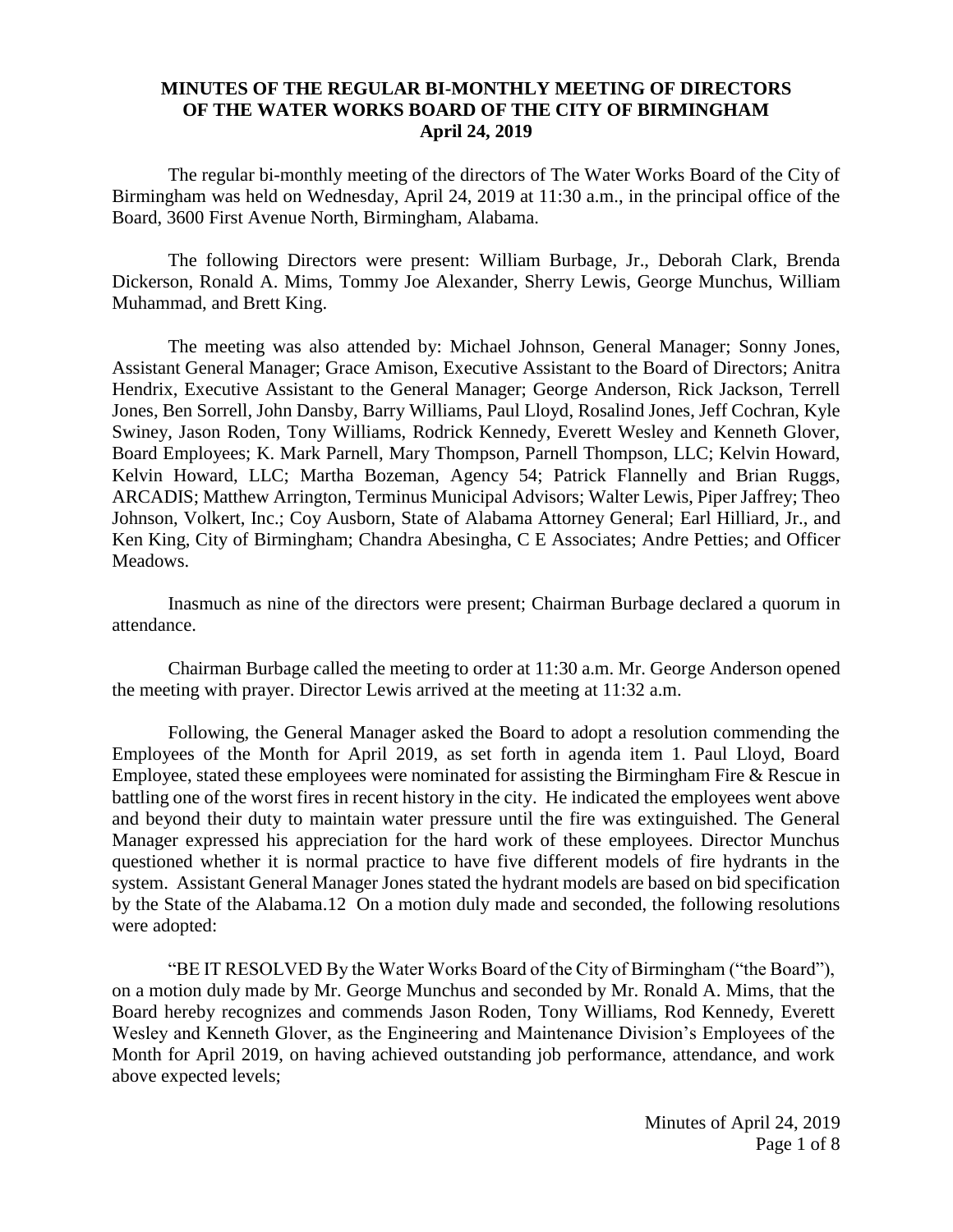# MINUTES OF THE REGULAR BI-MONTHLY MEETING OF DIRECTORS OF THE WATER WORKS BOARD OF THE CITY OF BIRMINGHAM
## April 24, 2019

The regular bi-monthly meeting of the directors of The Water Works Board of the City of Birmingham was held on Wednesday, April 24, 2019 at 11:30 a.m., in the principal office of the Board, 3600 First Avenue North, Birmingham, Alabama.

The following Directors were present: William Burbage, Jr., Deborah Clark, Brenda Dickerson, Ronald A. Mims, Tommy Joe Alexander, Sherry Lewis, George Munchus, William Muhammad, and Brett King.

The meeting was also attended by: Michael Johnson, General Manager; Sonny Jones, Assistant General Manager; Grace Amison, Executive Assistant to the Board of Directors; Anitra Hendrix, Executive Assistant to the General Manager; George Anderson, Rick Jackson, Terrell Jones, Ben Sorrell, John Dansby, Barry Williams, Paul Lloyd, Rosalind Jones, Jeff Cochran, Kyle Swiney, Jason Roden, Tony Williams, Rodrick Kennedy, Everett Wesley and Kenneth Glover, Board Employees; K. Mark Parnell, Mary Thompson, Parnell Thompson, LLC; Kelvin Howard, Kelvin Howard, LLC; Martha Bozeman, Agency 54; Patrick Flannelly and Brian Ruggs, ARCADIS; Matthew Arrington, Terminus Municipal Advisors; Walter Lewis, Piper Jaffrey; Theo Johnson, Volkert, Inc.; Coy Ausborn, State of Alabama Attorney General; Earl Hilliard, Jr., and Ken King, City of Birmingham; Chandra Abesingha, C E Associates; Andre Petties; and Officer Meadows.

Inasmuch as nine of the directors were present; Chairman Burbage declared a quorum in attendance.

Chairman Burbage called the meeting to order at 11:30 a.m. Mr. George Anderson opened the meeting with prayer. Director Lewis arrived at the meeting at 11:32 a.m.

Following, the General Manager asked the Board to adopt a resolution commending the Employees of the Month for April 2019, as set forth in agenda item 1. Paul Lloyd, Board Employee, stated these employees were nominated for assisting the Birmingham Fire & Rescue in battling one of the worst fires in recent history in the city. He indicated the employees went above and beyond their duty to maintain water pressure until the fire was extinguished. The General Manager expressed his appreciation for the hard work of these employees. Director Munchus questioned whether it is normal practice to have five different models of fire hydrants in the system. Assistant General Manager Jones stated the hydrant models are based on bid specification by the State of the Alabama.12 On a motion duly made and seconded, the following resolutions were adopted:

"BE IT RESOLVED By the Water Works Board of the City of Birmingham ("the Board"), on a motion duly made by Mr. George Munchus and seconded by Mr. Ronald A. Mims, that the Board hereby recognizes and commends Jason Roden, Tony Williams, Rod Kennedy, Everett Wesley and Kenneth Glover, as the Engineering and Maintenance Division's Employees of the Month for April 2019, on having achieved outstanding job performance, attendance, and work above expected levels;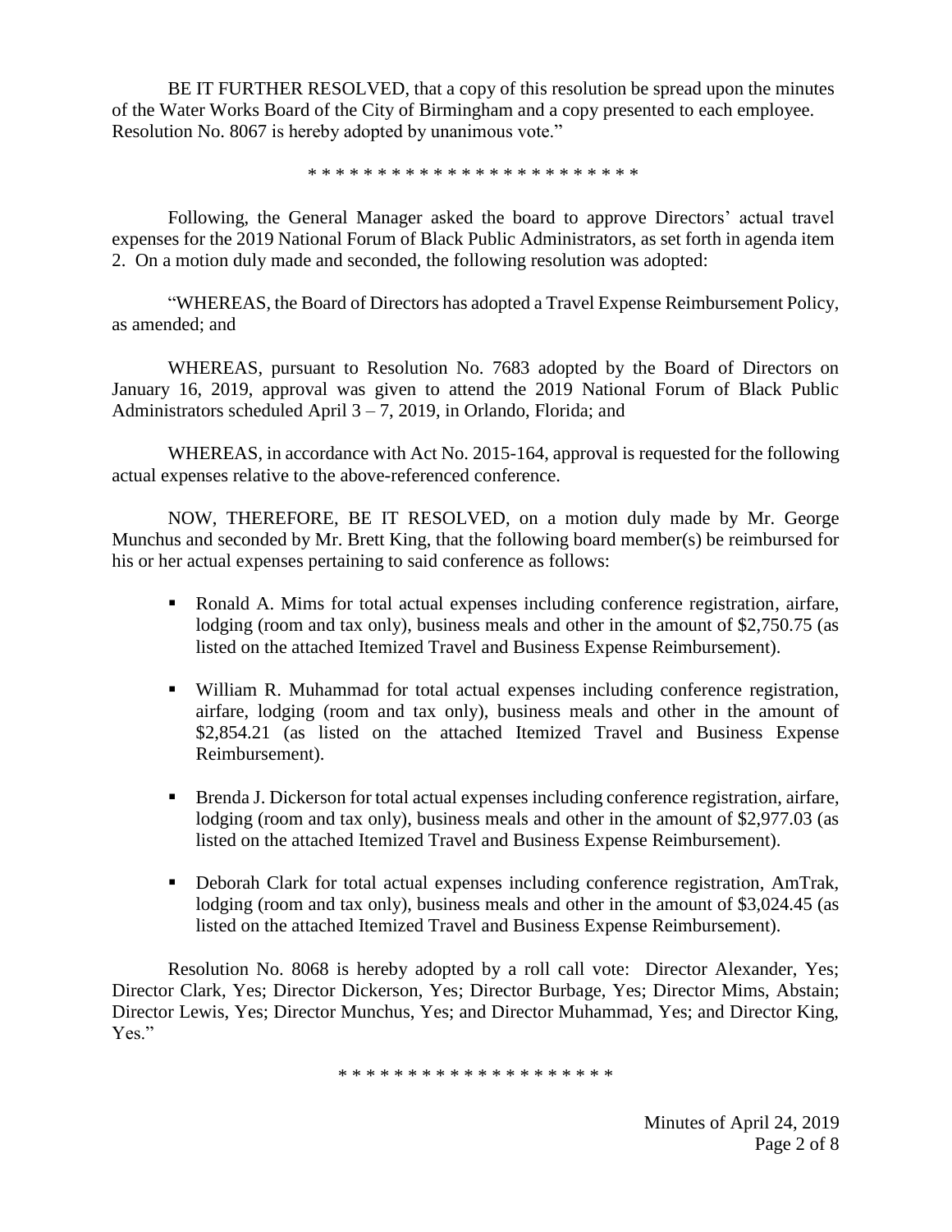BE IT FURTHER RESOLVED, that a copy of this resolution be spread upon the minutes of the Water Works Board of the City of Birmingham and a copy presented to each employee. Resolution No. 8067 is hereby adopted by unanimous vote."

* * * * * * * * * * * * * * * * * * * * * * * *

Following, the General Manager asked the board to approve Directors' actual travel expenses for the 2019 National Forum of Black Public Administrators, as set forth in agenda item 2. On a motion duly made and seconded, the following resolution was adopted:

"WHEREAS, the Board of Directors has adopted a Travel Expense Reimbursement Policy, as amended; and

WHEREAS, pursuant to Resolution No. 7683 adopted by the Board of Directors on January 16, 2019, approval was given to attend the 2019 National Forum of Black Public Administrators scheduled April 3 – 7, 2019, in Orlando, Florida; and

WHEREAS, in accordance with Act No. 2015-164, approval is requested for the following actual expenses relative to the above-referenced conference.

NOW, THEREFORE, BE IT RESOLVED, on a motion duly made by Mr. George Munchus and seconded by Mr. Brett King, that the following board member(s) be reimbursed for his or her actual expenses pertaining to said conference as follows:

- Ronald A. Mims for total actual expenses including conference registration, airfare, lodging (room and tax only), business meals and other in the amount of $2,750.75 (as listed on the attached Itemized Travel and Business Expense Reimbursement).
- William R. Muhammad for total actual expenses including conference registration, airfare, lodging (room and tax only), business meals and other in the amount of $2,854.21 (as listed on the attached Itemized Travel and Business Expense Reimbursement).
- Brenda J. Dickerson for total actual expenses including conference registration, airfare, lodging (room and tax only), business meals and other in the amount of $2,977.03 (as listed on the attached Itemized Travel and Business Expense Reimbursement).
- Deborah Clark for total actual expenses including conference registration, AmTrak, lodging (room and tax only), business meals and other in the amount of $3,024.45 (as listed on the attached Itemized Travel and Business Expense Reimbursement).

Resolution No. 8068 is hereby adopted by a roll call vote: Director Alexander, Yes; Director Clark, Yes; Director Dickerson, Yes; Director Burbage, Yes; Director Mims, Abstain; Director Lewis, Yes; Director Munchus, Yes; and Director Muhammad, Yes; and Director King, Yes."

* * * * * * * * * * * * * * * * * * * *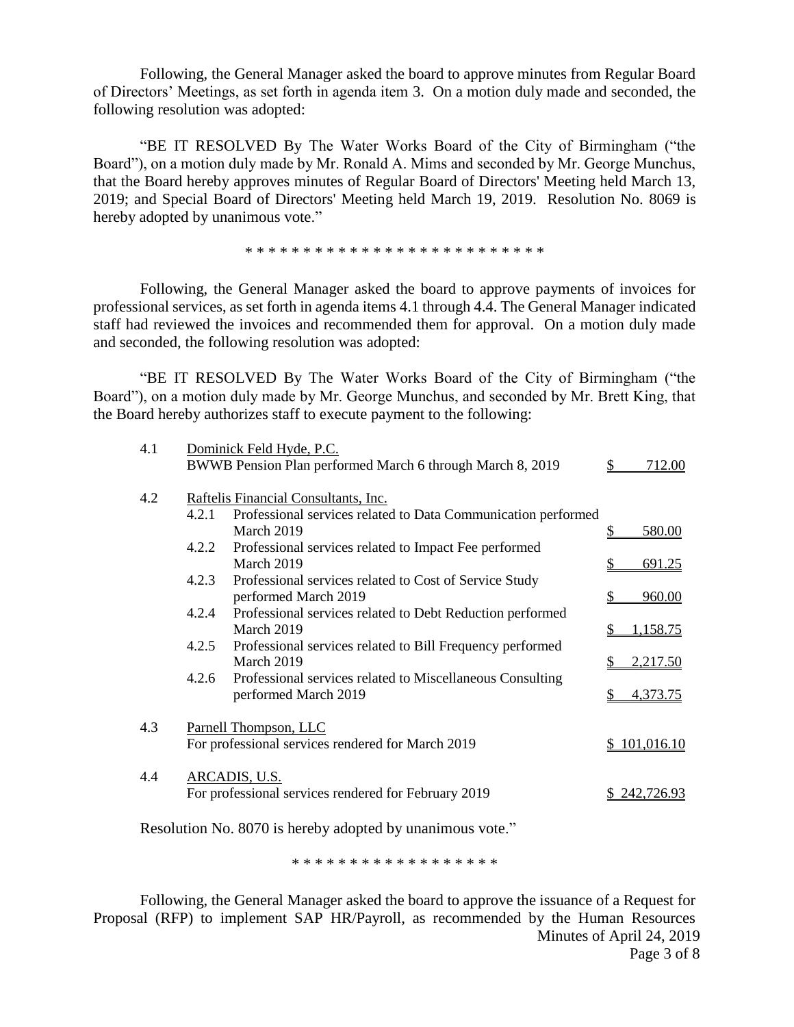Following, the General Manager asked the board to approve minutes from Regular Board of Directors' Meetings, as set forth in agenda item 3. On a motion duly made and seconded, the following resolution was adopted:

"BE IT RESOLVED By The Water Works Board of the City of Birmingham ("the Board"), on a motion duly made by Mr. Ronald A. Mims and seconded by Mr. George Munchus, that the Board hereby approves minutes of Regular Board of Directors' Meeting held March 13, 2019; and Special Board of Directors' Meeting held March 19, 2019. Resolution No. 8069 is hereby adopted by unanimous vote."

\* \* \* \* \* \* \* \* \* \* \* \* \* \* \* \* \* \* \* \* \* \* \* \* \* \* \*

Following, the General Manager asked the board to approve payments of invoices for professional services, as set forth in agenda items 4.1 through 4.4. The General Manager indicated staff had reviewed the invoices and recommended them for approval. On a motion duly made and seconded, the following resolution was adopted:

"BE IT RESOLVED By The Water Works Board of the City of Birmingham ("the Board"), on a motion duly made by Mr. George Munchus, and seconded by Mr. Brett King, that the Board hereby authorizes staff to execute payment to the following:

| Item | | Description | Amount |
|---|---|---|---|
| 4.1 | | Dominick Feld Hyde, P.C. | |
| | | BWWB Pension Plan performed March 6 through March 8, 2019 | $ 712.00 |
| 4.2 | | Raftelis Financial Consultants, Inc. | |
| | 4.2.1 | Professional services related to Data Communication performed March 2019 | $ 580.00 |
| | 4.2.2 | Professional services related to Impact Fee performed March 2019 | $ 691.25 |
| | 4.2.3 | Professional services related to Cost of Service Study performed March 2019 | $ 960.00 |
| | 4.2.4 | Professional services related to Debt Reduction performed March 2019 | $ 1,158.75 |
| | 4.2.5 | Professional services related to Bill Frequency performed March 2019 | $ 2,217.50 |
| | 4.2.6 | Professional services related to Miscellaneous Consulting performed March 2019 | $ 4,373.75 |
| 4.3 | | Parnell Thompson, LLC | |
| | | For professional services rendered for March 2019 | $ 101,016.10 |
| 4.4 | | ARCADIS, U.S. | |
| | | For professional services rendered for February 2019 | $ 242,726.93 |

Resolution No. 8070 is hereby adopted by unanimous vote."

\* \* \* \* \* \* \* \* \* \* \* \* \* \* \* \* \* \*

Following, the General Manager asked the board to approve the issuance of a Request for Proposal (RFP) to implement SAP HR/Payroll, as recommended by the Human Resources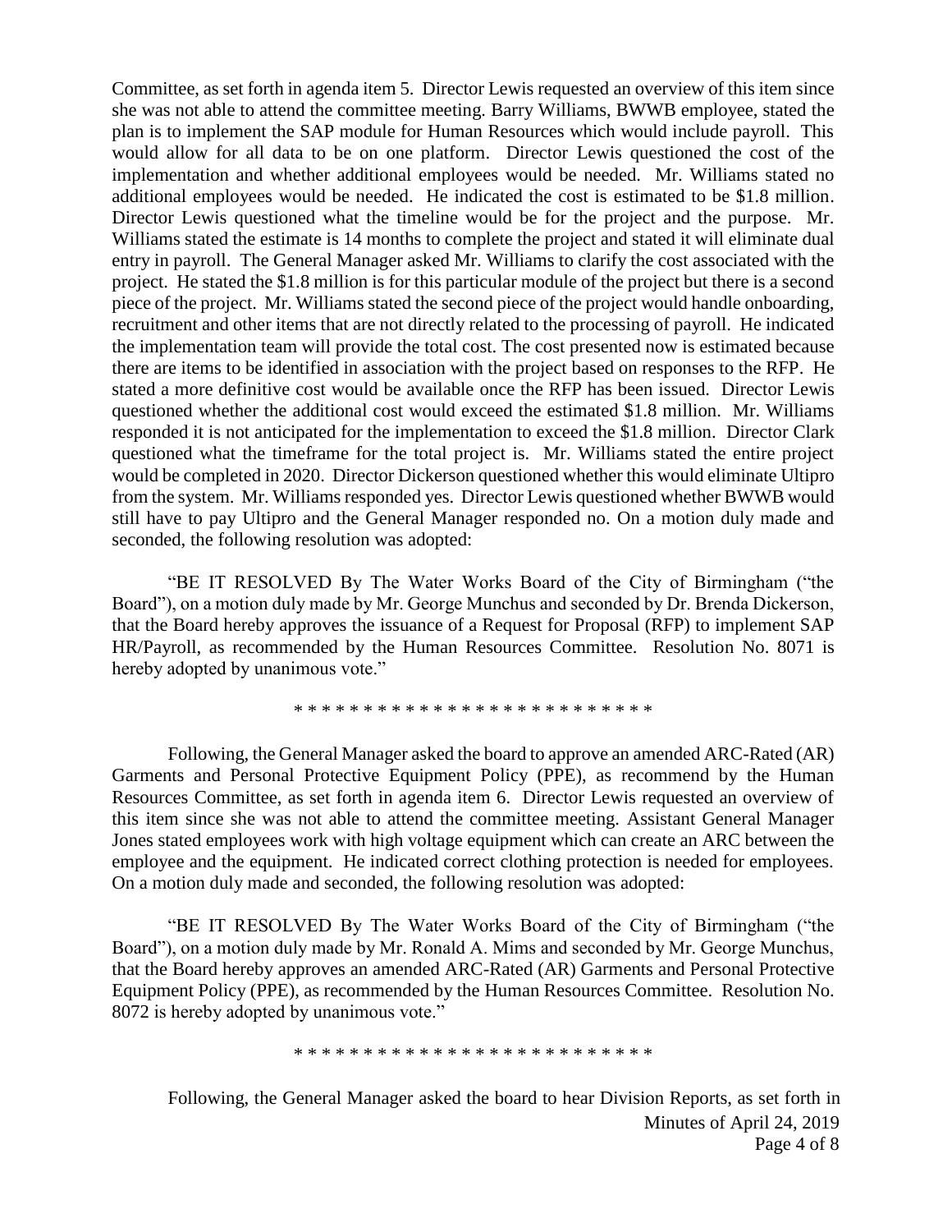Committee, as set forth in agenda item 5. Director Lewis requested an overview of this item since she was not able to attend the committee meeting. Barry Williams, BWWB employee, stated the plan is to implement the SAP module for Human Resources which would include payroll. This would allow for all data to be on one platform. Director Lewis questioned the cost of the implementation and whether additional employees would be needed. Mr. Williams stated no additional employees would be needed. He indicated the cost is estimated to be $1.8 million. Director Lewis questioned what the timeline would be for the project and the purpose. Mr. Williams stated the estimate is 14 months to complete the project and stated it will eliminate dual entry in payroll. The General Manager asked Mr. Williams to clarify the cost associated with the project. He stated the $1.8 million is for this particular module of the project but there is a second piece of the project. Mr. Williams stated the second piece of the project would handle onboarding, recruitment and other items that are not directly related to the processing of payroll. He indicated the implementation team will provide the total cost. The cost presented now is estimated because there are items to be identified in association with the project based on responses to the RFP. He stated a more definitive cost would be available once the RFP has been issued. Director Lewis questioned whether the additional cost would exceed the estimated $1.8 million. Mr. Williams responded it is not anticipated for the implementation to exceed the $1.8 million. Director Clark questioned what the timeframe for the total project is. Mr. Williams stated the entire project would be completed in 2020. Director Dickerson questioned whether this would eliminate Ultipro from the system. Mr. Williams responded yes. Director Lewis questioned whether BWWB would still have to pay Ultipro and the General Manager responded no. On a motion duly made and seconded, the following resolution was adopted:

"BE IT RESOLVED By The Water Works Board of the City of Birmingham ("the Board"), on a motion duly made by Mr. George Munchus and seconded by Dr. Brenda Dickerson, that the Board hereby approves the issuance of a Request for Proposal (RFP) to implement SAP HR/Payroll, as recommended by the Human Resources Committee. Resolution No. 8071 is hereby adopted by unanimous vote."

* * * * * * * * * * * * * * * * * * * * * * * * * *

Following, the General Manager asked the board to approve an amended ARC-Rated (AR) Garments and Personal Protective Equipment Policy (PPE), as recommend by the Human Resources Committee, as set forth in agenda item 6. Director Lewis requested an overview of this item since she was not able to attend the committee meeting. Assistant General Manager Jones stated employees work with high voltage equipment which can create an ARC between the employee and the equipment. He indicated correct clothing protection is needed for employees. On a motion duly made and seconded, the following resolution was adopted:

"BE IT RESOLVED By The Water Works Board of the City of Birmingham ("the Board"), on a motion duly made by Mr. Ronald A. Mims and seconded by Mr. George Munchus, that the Board hereby approves an amended ARC-Rated (AR) Garments and Personal Protective Equipment Policy (PPE), as recommended by the Human Resources Committee. Resolution No. 8072 is hereby adopted by unanimous vote."

* * * * * * * * * * * * * * * * * * * * * * * * * *

Following, the General Manager asked the board to hear Division Reports, as set forth in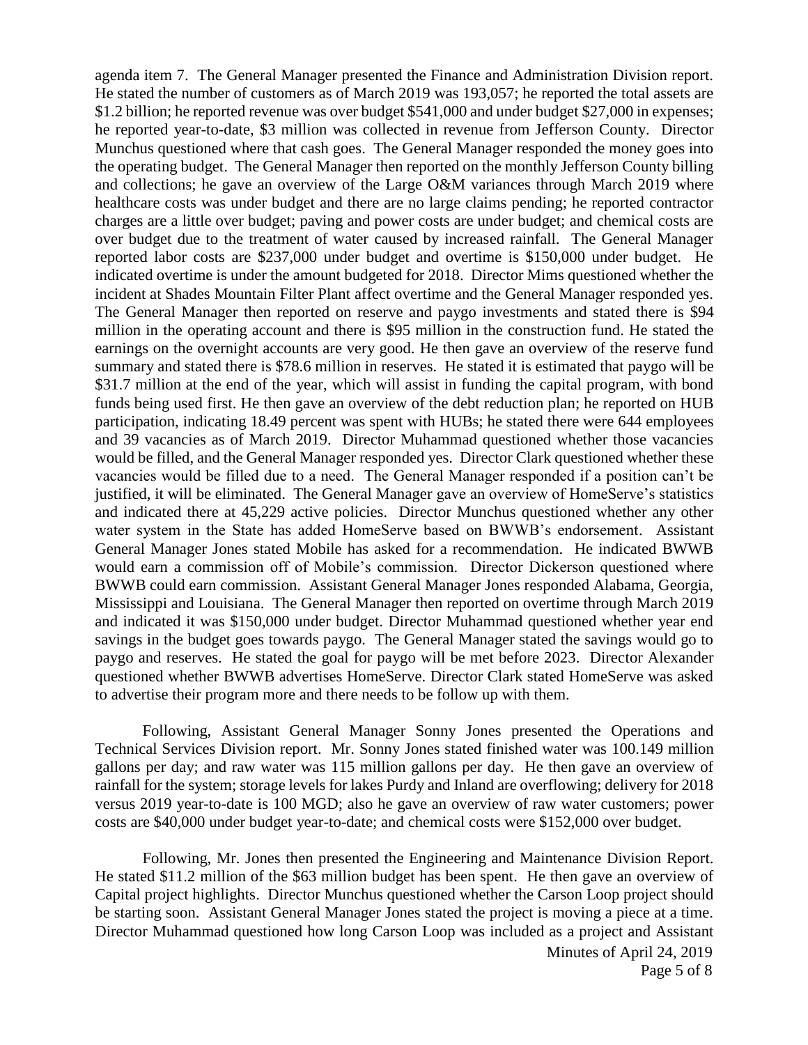agenda item 7. The General Manager presented the Finance and Administration Division report. He stated the number of customers as of March 2019 was 193,057; he reported the total assets are $1.2 billion; he reported revenue was over budget $541,000 and under budget $27,000 in expenses; he reported year-to-date, $3 million was collected in revenue from Jefferson County. Director Munchus questioned where that cash goes. The General Manager responded the money goes into the operating budget. The General Manager then reported on the monthly Jefferson County billing and collections; he gave an overview of the Large O&M variances through March 2019 where healthcare costs was under budget and there are no large claims pending; he reported contractor charges are a little over budget; paving and power costs are under budget; and chemical costs are over budget due to the treatment of water caused by increased rainfall. The General Manager reported labor costs are $237,000 under budget and overtime is $150,000 under budget. He indicated overtime is under the amount budgeted for 2018. Director Mims questioned whether the incident at Shades Mountain Filter Plant affect overtime and the General Manager responded yes. The General Manager then reported on reserve and paygo investments and stated there is $94 million in the operating account and there is $95 million in the construction fund. He stated the earnings on the overnight accounts are very good. He then gave an overview of the reserve fund summary and stated there is $78.6 million in reserves. He stated it is estimated that paygo will be $31.7 million at the end of the year, which will assist in funding the capital program, with bond funds being used first. He then gave an overview of the debt reduction plan; he reported on HUB participation, indicating 18.49 percent was spent with HUBs; he stated there were 644 employees and 39 vacancies as of March 2019. Director Muhammad questioned whether those vacancies would be filled, and the General Manager responded yes. Director Clark questioned whether these vacancies would be filled due to a need. The General Manager responded if a position can't be justified, it will be eliminated. The General Manager gave an overview of HomeServe's statistics and indicated there at 45,229 active policies. Director Munchus questioned whether any other water system in the State has added HomeServe based on BWWB's endorsement. Assistant General Manager Jones stated Mobile has asked for a recommendation. He indicated BWWB would earn a commission off of Mobile's commission. Director Dickerson questioned where BWWB could earn commission. Assistant General Manager Jones responded Alabama, Georgia, Mississippi and Louisiana. The General Manager then reported on overtime through March 2019 and indicated it was $150,000 under budget. Director Muhammad questioned whether year end savings in the budget goes towards paygo. The General Manager stated the savings would go to paygo and reserves. He stated the goal for paygo will be met before 2023. Director Alexander questioned whether BWWB advertises HomeServe. Director Clark stated HomeServe was asked to advertise their program more and there needs to be follow up with them.

Following, Assistant General Manager Sonny Jones presented the Operations and Technical Services Division report. Mr. Sonny Jones stated finished water was 100.149 million gallons per day; and raw water was 115 million gallons per day. He then gave an overview of rainfall for the system; storage levels for lakes Purdy and Inland are overflowing; delivery for 2018 versus 2019 year-to-date is 100 MGD; also he gave an overview of raw water customers; power costs are $40,000 under budget year-to-date; and chemical costs were $152,000 over budget.

Following, Mr. Jones then presented the Engineering and Maintenance Division Report. He stated $11.2 million of the $63 million budget has been spent. He then gave an overview of Capital project highlights. Director Munchus questioned whether the Carson Loop project should be starting soon. Assistant General Manager Jones stated the project is moving a piece at a time. Director Muhammad questioned how long Carson Loop was included as a project and Assistant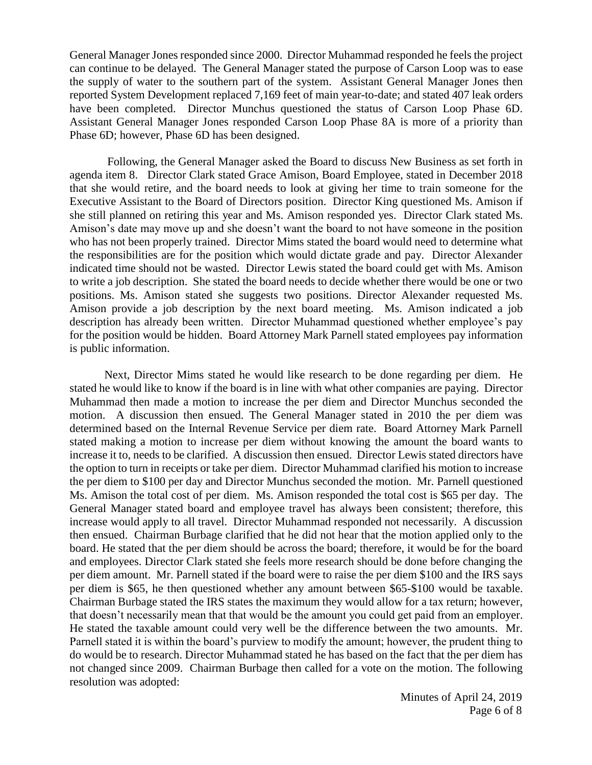General Manager Jones responded since 2000. Director Muhammad responded he feels the project can continue to be delayed. The General Manager stated the purpose of Carson Loop was to ease the supply of water to the southern part of the system. Assistant General Manager Jones then reported System Development replaced 7,169 feet of main year-to-date; and stated 407 leak orders have been completed. Director Munchus questioned the status of Carson Loop Phase 6D. Assistant General Manager Jones responded Carson Loop Phase 8A is more of a priority than Phase 6D; however, Phase 6D has been designed.

Following, the General Manager asked the Board to discuss New Business as set forth in agenda item 8. Director Clark stated Grace Amison, Board Employee, stated in December 2018 that she would retire, and the board needs to look at giving her time to train someone for the Executive Assistant to the Board of Directors position. Director King questioned Ms. Amison if she still planned on retiring this year and Ms. Amison responded yes. Director Clark stated Ms. Amison's date may move up and she doesn't want the board to not have someone in the position who has not been properly trained. Director Mims stated the board would need to determine what the responsibilities are for the position which would dictate grade and pay. Director Alexander indicated time should not be wasted. Director Lewis stated the board could get with Ms. Amison to write a job description. She stated the board needs to decide whether there would be one or two positions. Ms. Amison stated she suggests two positions. Director Alexander requested Ms. Amison provide a job description by the next board meeting. Ms. Amison indicated a job description has already been written. Director Muhammad questioned whether employee's pay for the position would be hidden. Board Attorney Mark Parnell stated employees pay information is public information.

Next, Director Mims stated he would like research to be done regarding per diem. He stated he would like to know if the board is in line with what other companies are paying. Director Muhammad then made a motion to increase the per diem and Director Munchus seconded the motion. A discussion then ensued. The General Manager stated in 2010 the per diem was determined based on the Internal Revenue Service per diem rate. Board Attorney Mark Parnell stated making a motion to increase per diem without knowing the amount the board wants to increase it to, needs to be clarified. A discussion then ensued. Director Lewis stated directors have the option to turn in receipts or take per diem. Director Muhammad clarified his motion to increase the per diem to $100 per day and Director Munchus seconded the motion. Mr. Parnell questioned Ms. Amison the total cost of per diem. Ms. Amison responded the total cost is $65 per day. The General Manager stated board and employee travel has always been consistent; therefore, this increase would apply to all travel. Director Muhammad responded not necessarily. A discussion then ensued. Chairman Burbage clarified that he did not hear that the motion applied only to the board. He stated that the per diem should be across the board; therefore, it would be for the board and employees. Director Clark stated she feels more research should be done before changing the per diem amount. Mr. Parnell stated if the board were to raise the per diem $100 and the IRS says per diem is $65, he then questioned whether any amount between $65-$100 would be taxable. Chairman Burbage stated the IRS states the maximum they would allow for a tax return; however, that doesn't necessarily mean that that would be the amount you could get paid from an employer. He stated the taxable amount could very well be the difference between the two amounts. Mr. Parnell stated it is within the board's purview to modify the amount; however, the prudent thing to do would be to research. Director Muhammad stated he has based on the fact that the per diem has not changed since 2009. Chairman Burbage then called for a vote on the motion. The following resolution was adopted: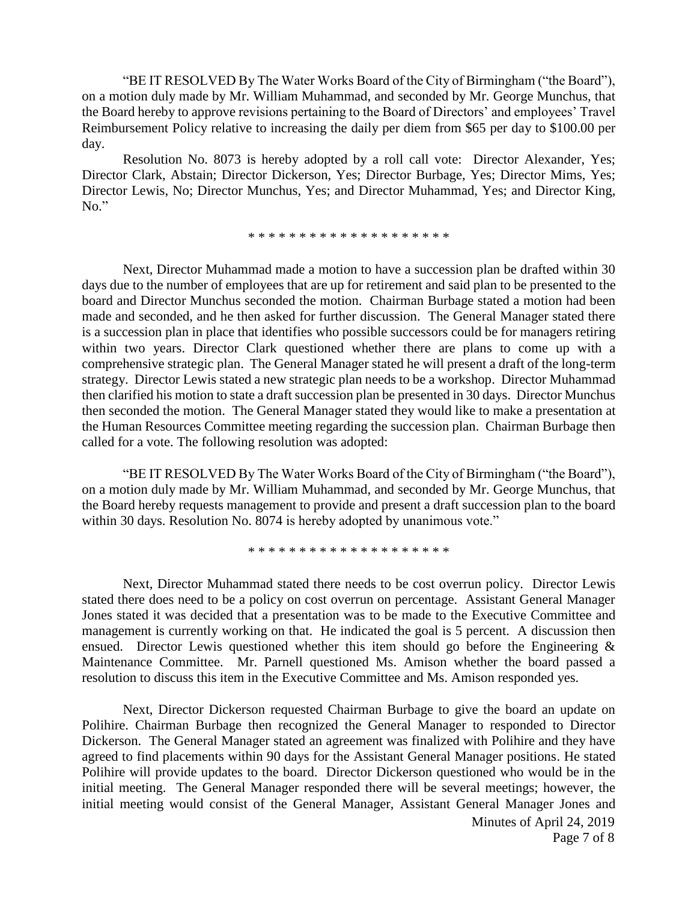"BE IT RESOLVED By The Water Works Board of the City of Birmingham ("the Board"), on a motion duly made by Mr. William Muhammad, and seconded by Mr. George Munchus, that the Board hereby to approve revisions pertaining to the Board of Directors' and employees' Travel Reimbursement Policy relative to increasing the daily per diem from $65 per day to $100.00 per day.

Resolution No. 8073 is hereby adopted by a roll call vote: Director Alexander, Yes; Director Clark, Abstain; Director Dickerson, Yes; Director Burbage, Yes; Director Mims, Yes; Director Lewis, No; Director Munchus, Yes; and Director Muhammad, Yes; and Director King, No."

\* \* \* \* \* \* \* \* \* \* \* \* \* \* \* \* \* \* \* \*

Next, Director Muhammad made a motion to have a succession plan be drafted within 30 days due to the number of employees that are up for retirement and said plan to be presented to the board and Director Munchus seconded the motion. Chairman Burbage stated a motion had been made and seconded, and he then asked for further discussion. The General Manager stated there is a succession plan in place that identifies who possible successors could be for managers retiring within two years. Director Clark questioned whether there are plans to come up with a comprehensive strategic plan. The General Manager stated he will present a draft of the long-term strategy. Director Lewis stated a new strategic plan needs to be a workshop. Director Muhammad then clarified his motion to state a draft succession plan be presented in 30 days. Director Munchus then seconded the motion. The General Manager stated they would like to make a presentation at the Human Resources Committee meeting regarding the succession plan. Chairman Burbage then called for a vote. The following resolution was adopted:

"BE IT RESOLVED By The Water Works Board of the City of Birmingham ("the Board"), on a motion duly made by Mr. William Muhammad, and seconded by Mr. George Munchus, that the Board hereby requests management to provide and present a draft succession plan to the board within 30 days. Resolution No. 8074 is hereby adopted by unanimous vote."

\* \* \* \* \* \* \* \* \* \* \* \* \* \* \* \* \* \* \* \*

Next, Director Muhammad stated there needs to be cost overrun policy. Director Lewis stated there does need to be a policy on cost overrun on percentage. Assistant General Manager Jones stated it was decided that a presentation was to be made to the Executive Committee and management is currently working on that. He indicated the goal is 5 percent. A discussion then ensued. Director Lewis questioned whether this item should go before the Engineering & Maintenance Committee. Mr. Parnell questioned Ms. Amison whether the board passed a resolution to discuss this item in the Executive Committee and Ms. Amison responded yes.

Next, Director Dickerson requested Chairman Burbage to give the board an update on Polihire. Chairman Burbage then recognized the General Manager to responded to Director Dickerson. The General Manager stated an agreement was finalized with Polihire and they have agreed to find placements within 90 days for the Assistant General Manager positions. He stated Polihire will provide updates to the board. Director Dickerson questioned who would be in the initial meeting. The General Manager responded there will be several meetings; however, the initial meeting would consist of the General Manager, Assistant General Manager Jones and

Minutes of April 24, 2019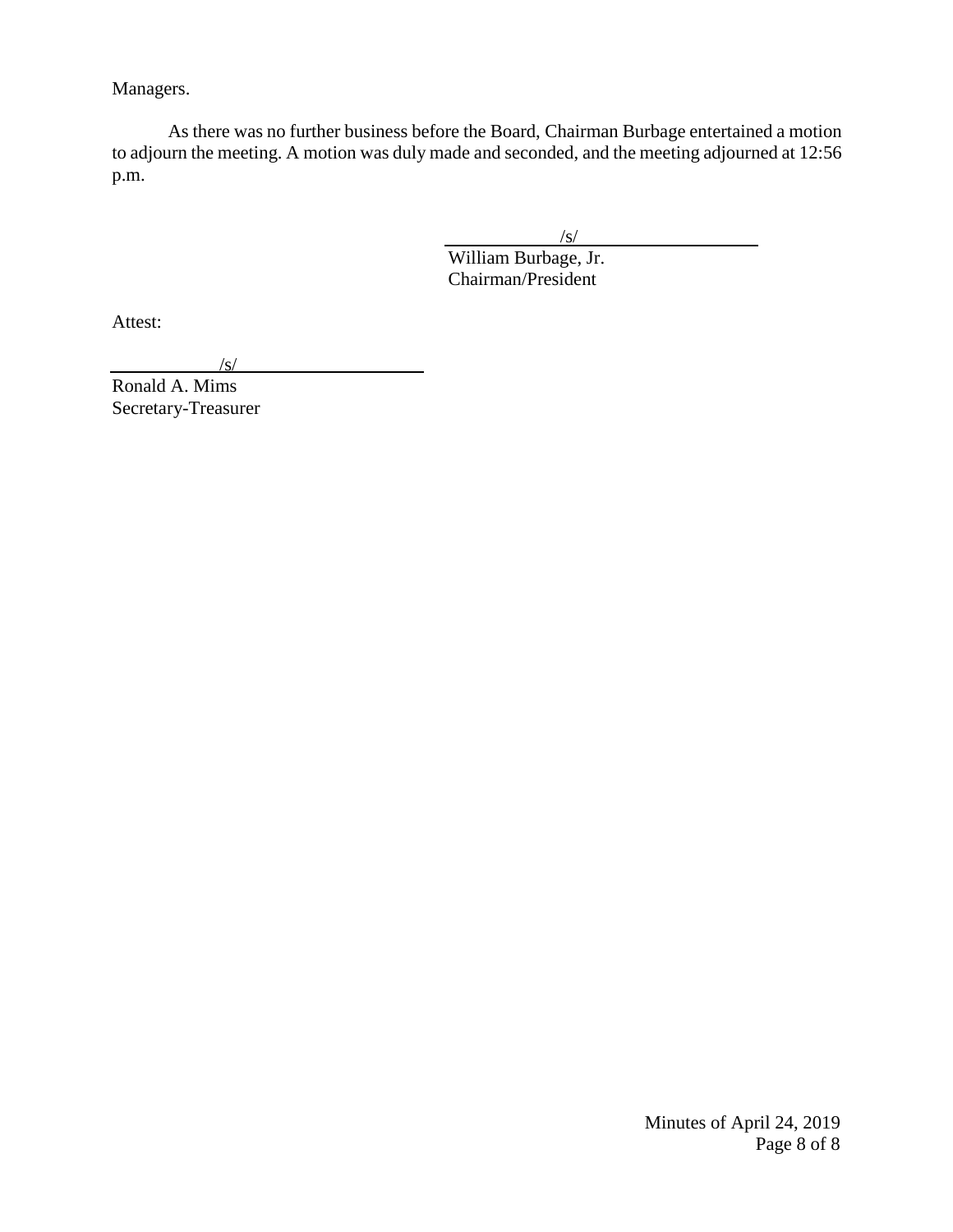Managers.

As there was no further business before the Board, Chairman Burbage entertained a motion to adjourn the meeting. A motion was duly made and seconded, and the meeting adjourned at 12:56 p.m.

/s/
William Burbage, Jr.
Chairman/President

Attest:

/s/
Ronald A. Mims
Secretary-Treasurer

Minutes of April 24, 2019